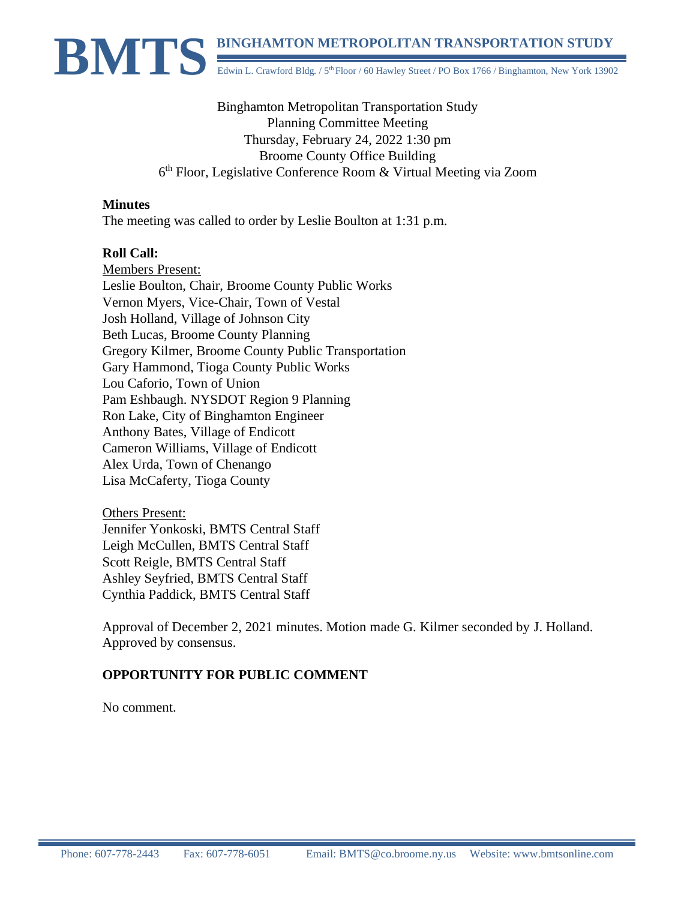**BMTS** BINGHAMTON METROPOLITAN TRANSPORTATION STUDY

Edwin L. Crawford Bldg. / 5th Floor / 60 Hawley Street / PO Box 1766 / Binghamton, New York 13902

Binghamton Metropolitan Transportation Study
Planning Committee Meeting
Thursday, February 24, 2022 1:30 pm
Broome County Office Building
6th Floor, Legislative Conference Room & Virtual Meeting via Zoom

**Minutes**

The meeting was called to order by Leslie Boulton at 1:31 p.m.

**Roll Call:**

Members Present:
Leslie Boulton, Chair, Broome County Public Works
Vernon Myers, Vice-Chair, Town of Vestal
Josh Holland, Village of Johnson City
Beth Lucas, Broome County Planning
Gregory Kilmer, Broome County Public Transportation
Gary Hammond, Tioga County Public Works
Lou Caforio, Town of Union
Pam Eshbaugh. NYSDOT Region 9 Planning
Ron Lake, City of Binghamton Engineer
Anthony Bates, Village of Endicott
Cameron Williams, Village of Endicott
Alex Urda, Town of Chenango
Lisa McCaferty, Tioga County

Others Present:
Jennifer Yonkoski, BMTS Central Staff
Leigh McCullen, BMTS Central Staff
Scott Reigle, BMTS Central Staff
Ashley Seyfried, BMTS Central Staff
Cynthia Paddick, BMTS Central Staff

Approval of December 2, 2021 minutes. Motion made G. Kilmer seconded by J. Holland. Approved by consensus.

**OPPORTUNITY FOR PUBLIC COMMENT**

No comment.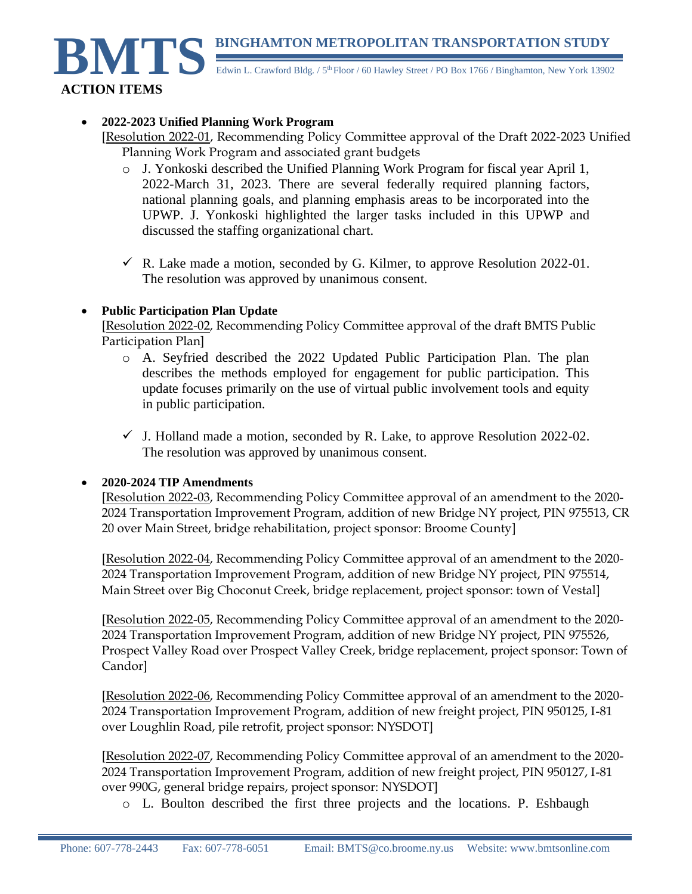## ACTION ITEMS

- **2022-2023 Unified Planning Work Program**
  [Resolution 2022-01, Recommending Policy Committee approval of the Draft 2022-2023 Unified Planning Work Program and associated grant budgets
  - J. Yonkoski described the Unified Planning Work Program for fiscal year April 1, 2022-March 31, 2023. There are several federally required planning factors, national planning goals, and planning emphasis areas to be incorporated into the UPWP. J. Yonkoski highlighted the larger tasks included in this UPWP and discussed the staffing organizational chart.

  - ✓ R. Lake made a motion, seconded by G. Kilmer, to approve Resolution 2022-01. The resolution was approved by unanimous consent.

- **Public Participation Plan Update**
  [Resolution 2022-02, Recommending Policy Committee approval of the draft BMTS Public Participation Plan]
  - A. Seyfried described the 2022 Updated Public Participation Plan. The plan describes the methods employed for engagement for public participation. This update focuses primarily on the use of virtual public involvement tools and equity in public participation.

  - ✓ J. Holland made a motion, seconded by R. Lake, to approve Resolution 2022-02. The resolution was approved by unanimous consent.

- **2020-2024 TIP Amendments**
  [Resolution 2022-03, Recommending Policy Committee approval of an amendment to the 2020-2024 Transportation Improvement Program, addition of new Bridge NY project, PIN 975513, CR 20 over Main Street, bridge rehabilitation, project sponsor: Broome County]

  [Resolution 2022-04, Recommending Policy Committee approval of an amendment to the 2020-2024 Transportation Improvement Program, addition of new Bridge NY project, PIN 975514, Main Street over Big Choconut Creek, bridge replacement, project sponsor: town of Vestal]

  [Resolution 2022-05, Recommending Policy Committee approval of an amendment to the 2020-2024 Transportation Improvement Program, addition of new Bridge NY project, PIN 975526, Prospect Valley Road over Prospect Valley Creek, bridge replacement, project sponsor: Town of Candor]

  [Resolution 2022-06, Recommending Policy Committee approval of an amendment to the 2020-2024 Transportation Improvement Program, addition of new freight project, PIN 950125, I-81 over Loughlin Road, pile retrofit, project sponsor: NYSDOT]

  [Resolution 2022-07, Recommending Policy Committee approval of an amendment to the 2020-2024 Transportation Improvement Program, addition of new freight project, PIN 950127, I-81 over 990G, general bridge repairs, project sponsor: NYSDOT]
  - L. Boulton described the first three projects and the locations. P. Eshbaugh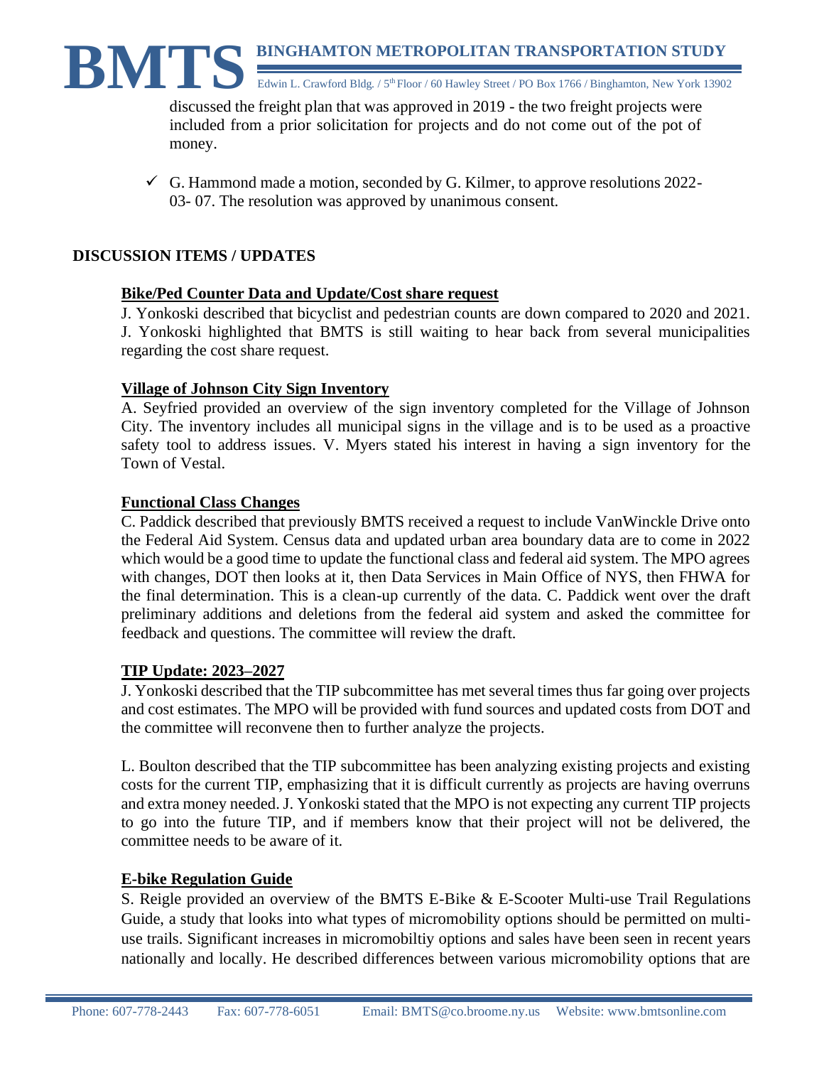discussed the freight plan that was approved in 2019 - the two freight projects were included from a prior solicitation for projects and do not come out of the pot of money.

- ✓ G. Hammond made a motion, seconded by G. Kilmer, to approve resolutions 2022-03- 07. The resolution was approved by unanimous consent.

## DISCUSSION ITEMS / UPDATES

### Bike/Ped Counter Data and Update/Cost share request

J. Yonkoski described that bicyclist and pedestrian counts are down compared to 2020 and 2021. J. Yonkoski highlighted that BMTS is still waiting to hear back from several municipalities regarding the cost share request.

### Village of Johnson City Sign Inventory

A. Seyfried provided an overview of the sign inventory completed for the Village of Johnson City. The inventory includes all municipal signs in the village and is to be used as a proactive safety tool to address issues. V. Myers stated his interest in having a sign inventory for the Town of Vestal.

### Functional Class Changes

C. Paddick described that previously BMTS received a request to include VanWinckle Drive onto the Federal Aid System. Census data and updated urban area boundary data are to come in 2022 which would be a good time to update the functional class and federal aid system. The MPO agrees with changes, DOT then looks at it, then Data Services in Main Office of NYS, then FHWA for the final determination. This is a clean-up currently of the data. C. Paddick went over the draft preliminary additions and deletions from the federal aid system and asked the committee for feedback and questions. The committee will review the draft.

### TIP Update: 2023–2027

J. Yonkoski described that the TIP subcommittee has met several times thus far going over projects and cost estimates. The MPO will be provided with fund sources and updated costs from DOT and the committee will reconvene then to further analyze the projects.

L. Boulton described that the TIP subcommittee has been analyzing existing projects and existing costs for the current TIP, emphasizing that it is difficult currently as projects are having overruns and extra money needed. J. Yonkoski stated that the MPO is not expecting any current TIP projects to go into the future TIP, and if members know that their project will not be delivered, the committee needs to be aware of it.

### E-bike Regulation Guide

S. Reigle provided an overview of the BMTS E-Bike & E-Scooter Multi-use Trail Regulations Guide, a study that looks into what types of micromobility options should be permitted on multi-use trails. Significant increases in micromobiltiy options and sales have been seen in recent years nationally and locally. He described differences between various micromobility options that are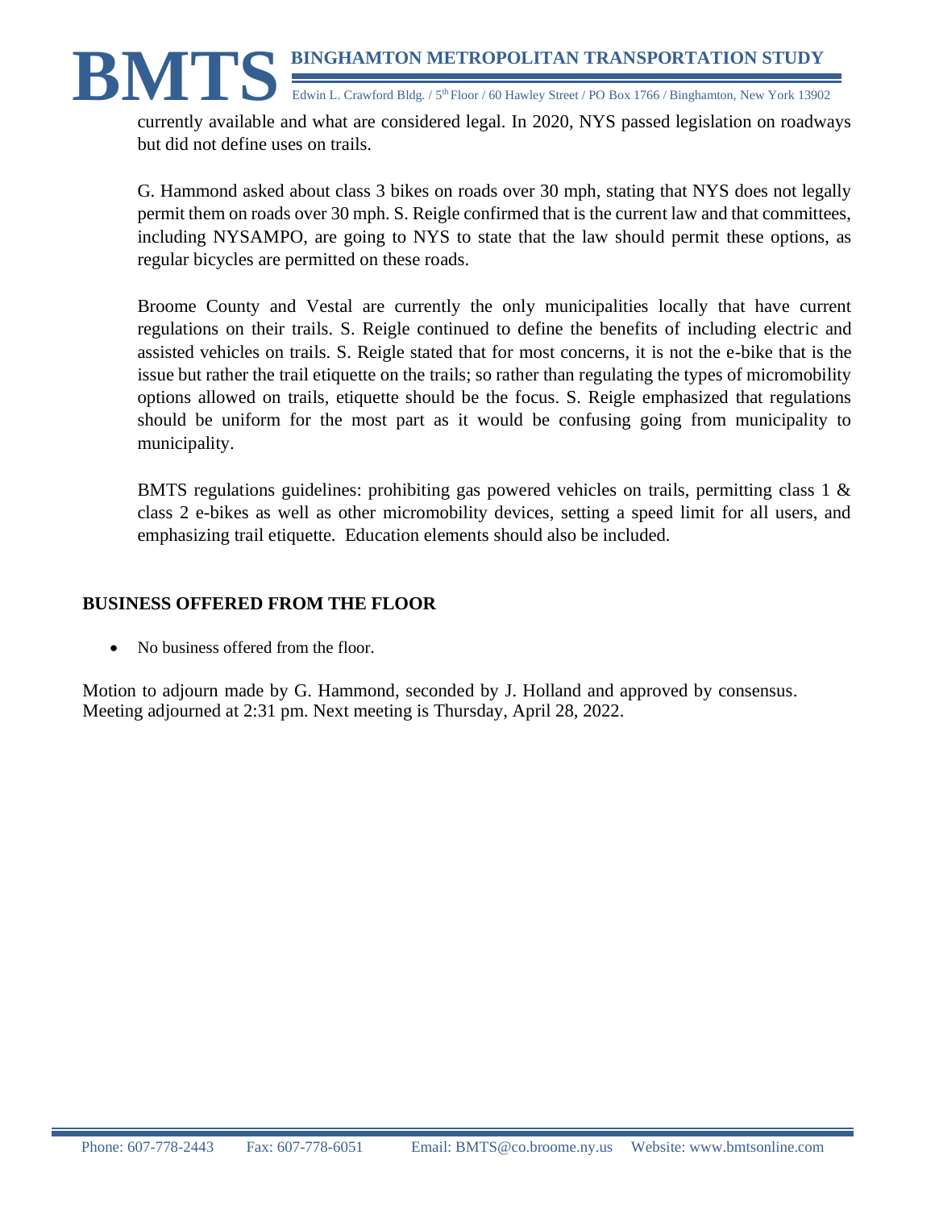currently available and what are considered legal. In 2020, NYS passed legislation on roadways but did not define uses on trails.

G. Hammond asked about class 3 bikes on roads over 30 mph, stating that NYS does not legally permit them on roads over 30 mph. S. Reigle confirmed that is the current law and that committees, including NYSAMPO, are going to NYS to state that the law should permit these options, as regular bicycles are permitted on these roads.

Broome County and Vestal are currently the only municipalities locally that have current regulations on their trails. S. Reigle continued to define the benefits of including electric and assisted vehicles on trails. S. Reigle stated that for most concerns, it is not the e-bike that is the issue but rather the trail etiquette on the trails; so rather than regulating the types of micromobility options allowed on trails, etiquette should be the focus. S. Reigle emphasized that regulations should be uniform for the most part as it would be confusing going from municipality to municipality.

BMTS regulations guidelines: prohibiting gas powered vehicles on trails, permitting class 1 & class 2 e-bikes as well as other micromobility devices, setting a speed limit for all users, and emphasizing trail etiquette. Education elements should also be included.

**BUSINESS OFFERED FROM THE FLOOR**

- No business offered from the floor.

Motion to adjourn made by G. Hammond, seconded by J. Holland and approved by consensus. Meeting adjourned at 2:31 pm. Next meeting is Thursday, April 28, 2022.